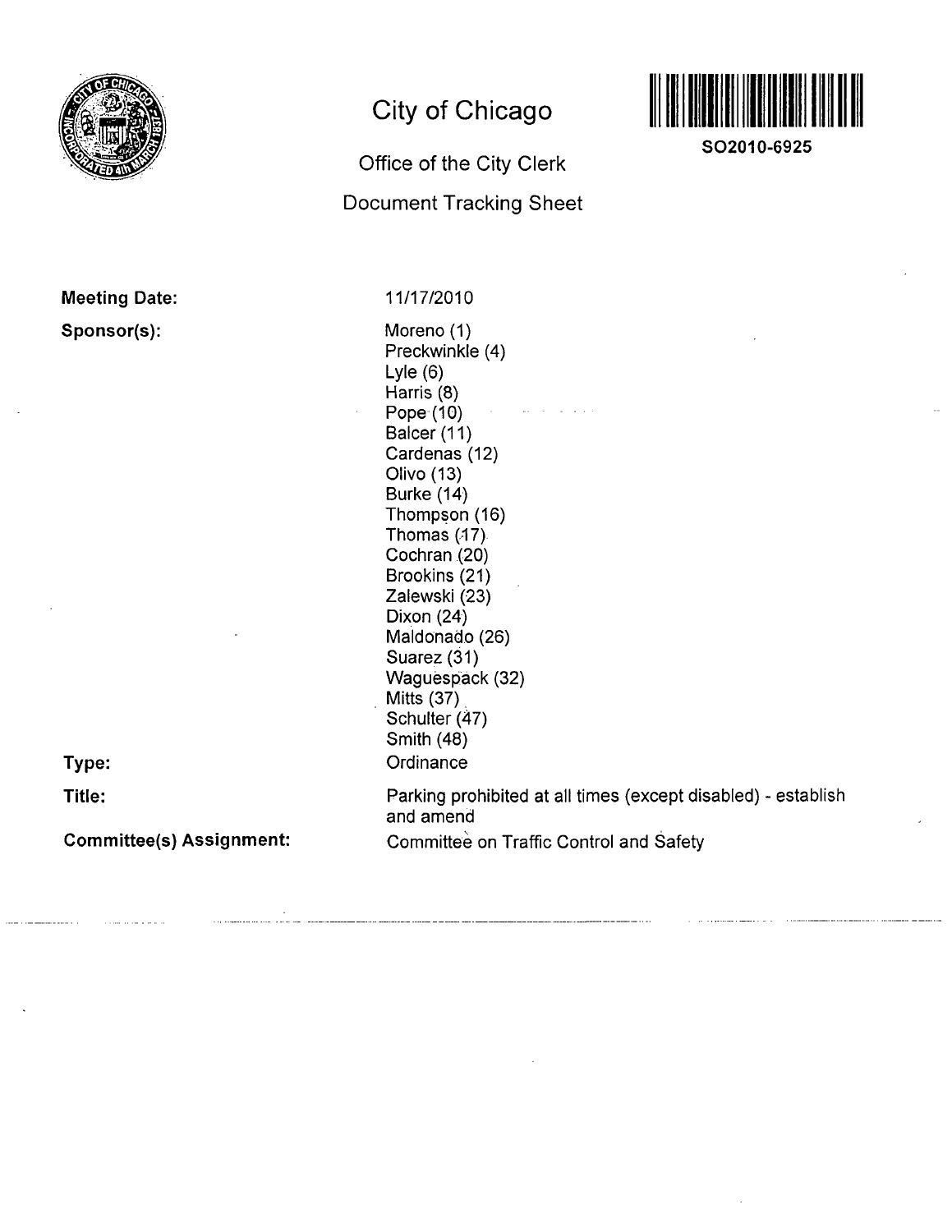# City of Chicago

## Office of the City Clerk

## Document Tracking Sheet

**SO2010-6925**

**Meeting Date:** 11/17/2010

**Sponsor(s):**
Moreno (1)
Preckwinkle (4)
Lyle (6)
Harris (8)
Pope (10)
Balcer (11)
Cardenas (12)
Olivo (13)
Burke (14)
Thompson (16)
Thomas (17)
Cochran (20)
Brookins (21)
Zalewski (23)
Dixon (24)
Maldonado (26)
Suarez (31)
Waguespack (32)
Mitts (37)
Schulter (47)
Smith (48)

**Type:** Ordinance

**Title:** Parking prohibited at all times (except disabled) - establish and amend

**Committee(s) Assignment:** Committee on Traffic Control and Safety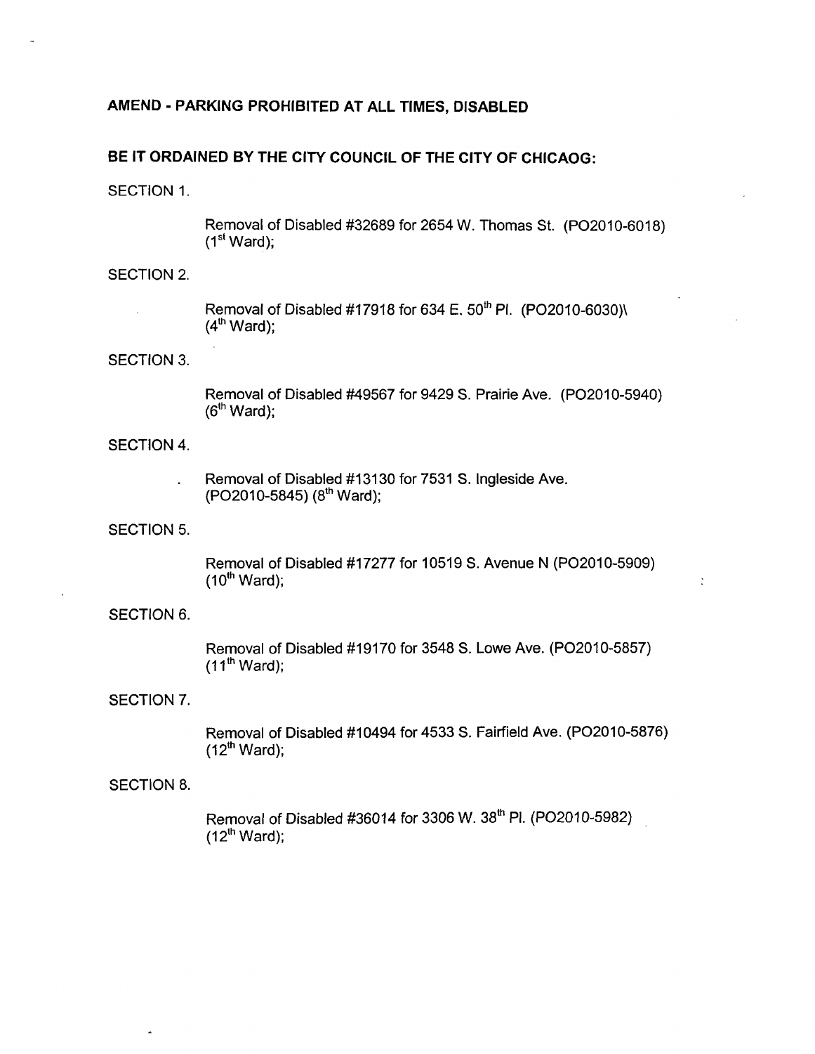**AMEND - PARKING PROHIBITED AT ALL TIMES, DISABLED**

**BE IT ORDAINED BY THE CITY COUNCIL OF THE CITY OF CHICAOG:**

SECTION 1.

Removal of Disabled #32689 for 2654 W. Thomas St. (PO2010-6018) (1st Ward);

SECTION 2.

Removal of Disabled #17918 for 634 E. 50th Pl. (PO2010-6030)\ (4th Ward);

SECTION 3.

Removal of Disabled #49567 for 9429 S. Prairie Ave. (PO2010-5940) (6th Ward);

SECTION 4.

Removal of Disabled #13130 for 7531 S. Ingleside Ave. (PO2010-5845) (8th Ward);

SECTION 5.

Removal of Disabled #17277 for 10519 S. Avenue N (PO2010-5909) (10th Ward);

SECTION 6.

Removal of Disabled #19170 for 3548 S. Lowe Ave. (PO2010-5857) (11th Ward);

SECTION 7.

Removal of Disabled #10494 for 4533 S. Fairfield Ave. (PO2010-5876) (12th Ward);

SECTION 8.

Removal of Disabled #36014 for 3306 W. 38th Pl. (PO2010-5982) (12th Ward);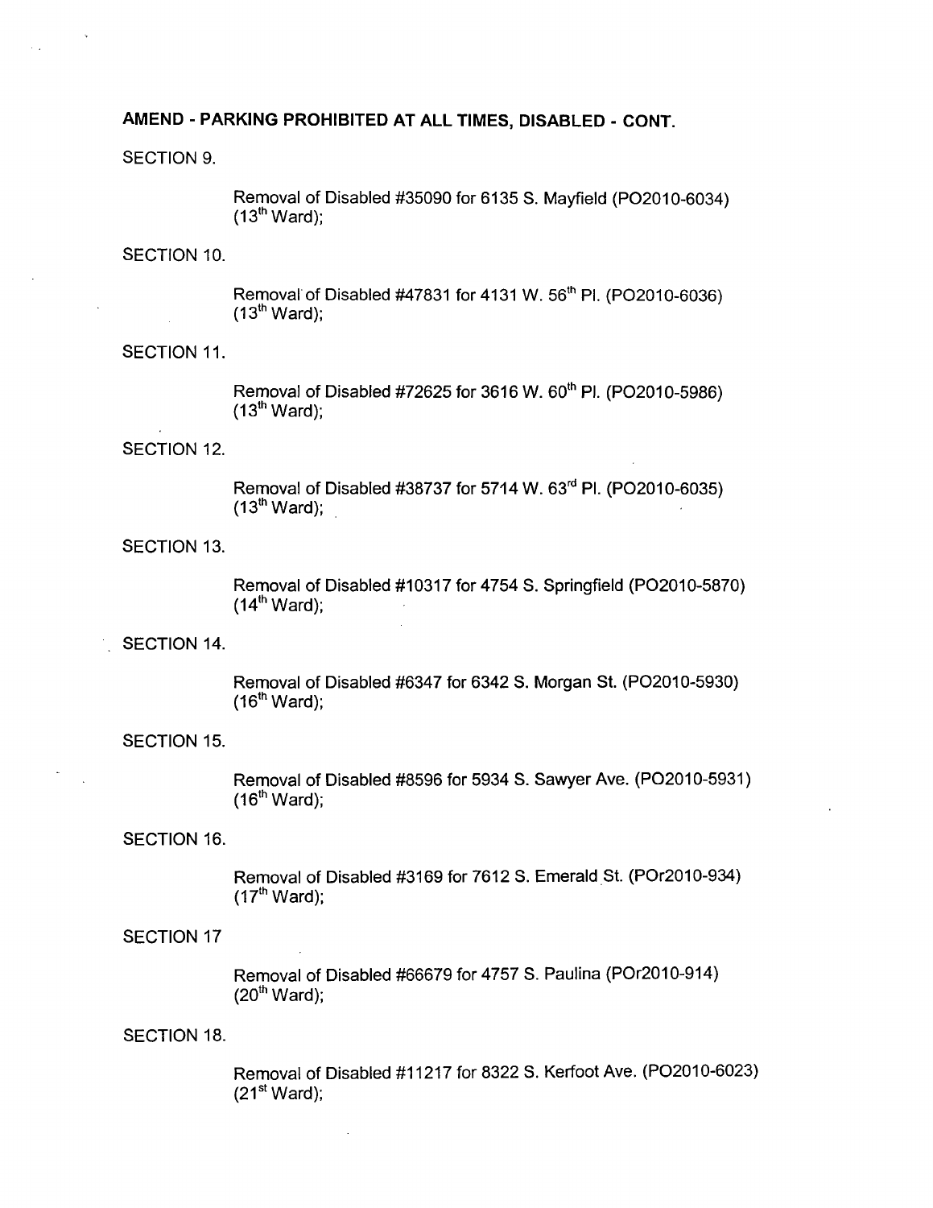**AMEND - PARKING PROHIBITED AT ALL TIMES, DISABLED - CONT.**

SECTION 9.

Removal of Disabled #35090 for 6135 S. Mayfield (PO2010-6034) (13th Ward);

SECTION 10.

Removal of Disabled #47831 for 4131 W. 56th Pl. (PO2010-6036) (13th Ward);

SECTION 11.

Removal of Disabled #72625 for 3616 W. 60th Pl. (PO2010-5986) (13th Ward);

SECTION 12.

Removal of Disabled #38737 for 5714 W. 63rd Pl. (PO2010-6035) (13th Ward);

SECTION 13.

Removal of Disabled #10317 for 4754 S. Springfield (PO2010-5870) (14th Ward);

SECTION 14.

Removal of Disabled #6347 for 6342 S. Morgan St. (PO2010-5930) (16th Ward);

SECTION 15.

Removal of Disabled #8596 for 5934 S. Sawyer Ave. (PO2010-5931) (16th Ward);

SECTION 16.

Removal of Disabled #3169 for 7612 S. Emerald St. (POr2010-934) (17th Ward);

SECTION 17

Removal of Disabled #66679 for 4757 S. Paulina (POr2010-914) (20th Ward);

SECTION 18.

Removal of Disabled #11217 for 8322 S. Kerfoot Ave. (PO2010-6023) (21st Ward);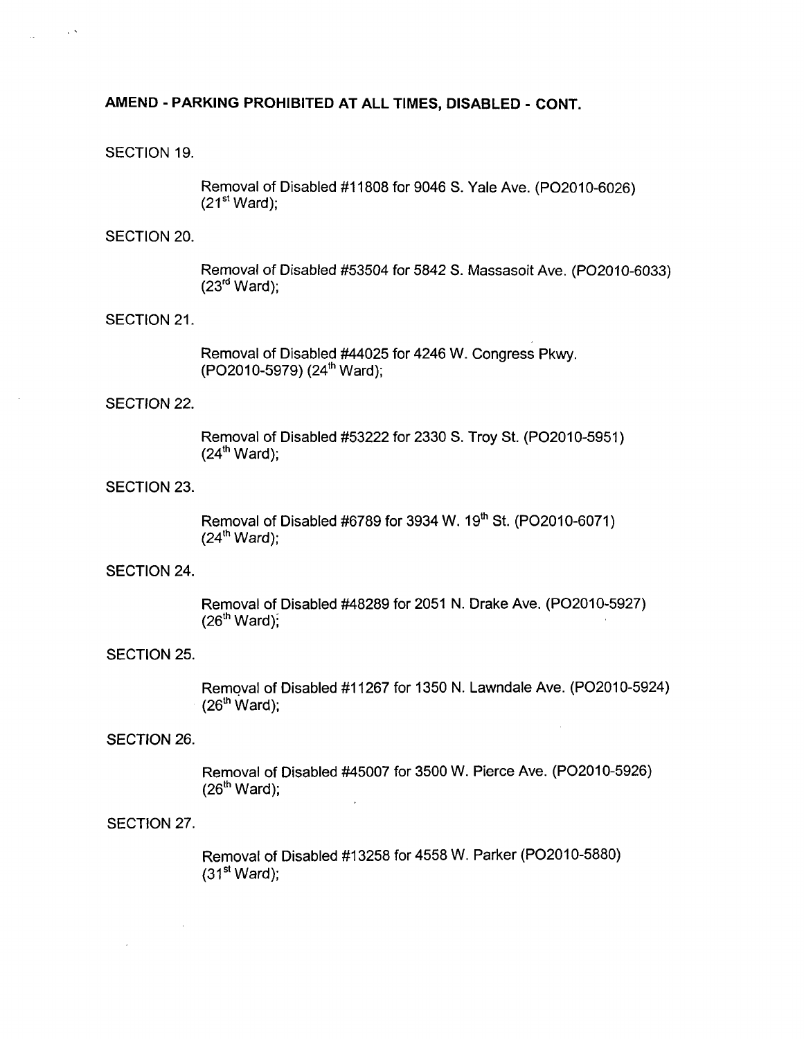**AMEND - PARKING PROHIBITED AT ALL TIMES, DISABLED - CONT.**

SECTION 19.

Removal of Disabled #11808 for 9046 S. Yale Ave. (PO2010-6026) (21st Ward);

SECTION 20.

Removal of Disabled #53504 for 5842 S. Massasoit Ave. (PO2010-6033) (23rd Ward);

SECTION 21.

Removal of Disabled #44025 for 4246 W. Congress Pkwy. (PO2010-5979) (24th Ward);

SECTION 22.

Removal of Disabled #53222 for 2330 S. Troy St. (PO2010-5951) (24th Ward);

SECTION 23.

Removal of Disabled #6789 for 3934 W. 19th St. (PO2010-6071) (24th Ward);

SECTION 24.

Removal of Disabled #48289 for 2051 N. Drake Ave. (PO2010-5927) (26th Ward);

SECTION 25.

Removal of Disabled #11267 for 1350 N. Lawndale Ave. (PO2010-5924) (26th Ward);

SECTION 26.

Removal of Disabled #45007 for 3500 W. Pierce Ave. (PO2010-5926) (26th Ward);

SECTION 27.

Removal of Disabled #13258 for 4558 W. Parker (PO2010-5880) (31st Ward);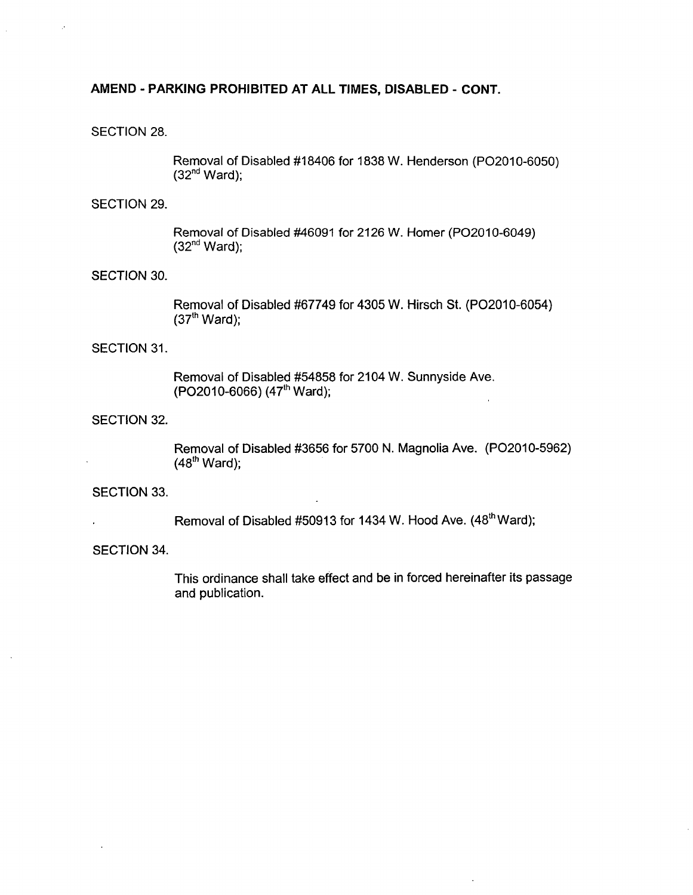**AMEND - PARKING PROHIBITED AT ALL TIMES, DISABLED - CONT.**

SECTION 28.

Removal of Disabled #18406 for 1838 W. Henderson (PO2010-6050) (32nd Ward);

SECTION 29.

Removal of Disabled #46091 for 2126 W. Homer (PO2010-6049) (32nd Ward);

SECTION 30.

Removal of Disabled #67749 for 4305 W. Hirsch St. (PO2010-6054) (37th Ward);

SECTION 31.

Removal of Disabled #54858 for 2104 W. Sunnyside Ave. (PO2010-6066) (47th Ward);

SECTION 32.

Removal of Disabled #3656 for 5700 N. Magnolia Ave. (PO2010-5962) (48th Ward);

SECTION 33.

Removal of Disabled #50913 for 1434 W. Hood Ave. (48th Ward);

SECTION 34.

This ordinance shall take effect and be in forced hereinafter its passage and publication.